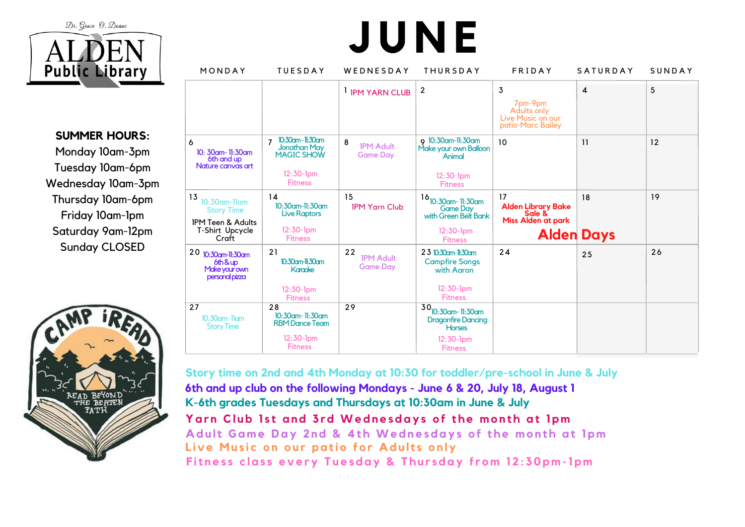Dr. Grace O. Doane

# ALDEN Public Library

**SUMMER HOURS:**

Monday 10am-3pm
Tuesday 10am-6pm
Wednesday 10am-3pm
Thursday 10am-6pm
Friday 10am-1pm
Saturday 9am-12pm
Sunday CLOSED

CAMP iREAD — READ BEYOND THE BEATEN PATH

# JUNE

| MONDAY | TUESDAY | WEDNESDAY | THURSDAY | FRIDAY | SATURDAY | SUNDAY |
|---|---|---|---|---|---|---|
| | | 1 1PM YARN CLUB | 2 | 3 7pm-9pm Adults only Live Music on our patio-Marc Bailey | 4 | 5 |
| 6 10: 30am- 11:30am 6th and up Nature canvas art | 7 10:30am-11:30am Jonathan May MAGIC SHOW 12:30-1pm Fitness | 8 1PM Adult Game Day | 9 10:30am-11:30am Make your own Balloon Animal 12:30-1pm Fitness | 10 | 11 | 12 |
| 13 10:30am-11am Story Time 1PM Teen & Adults T-Shirt Upcycle Craft | 14 10:30am-11:30am Live Raptors 12:30-1pm Fitness | 15 1PM Yarn Club | 16 10:30am- 11:30am Game Day with Green Belt Bank 12:30-1pm Fitness | 17 Alden Library Bake Sale & Miss Alden at park Alden Days | 18 | 19 |
| 20 10:30am-11:30am 6th & up Make your own personal pizza | 21 10:30am-11:30am Karaoke 12:30-1pm Fitness | 22 1PM Adult Game Day | 23 10:30am-11:30am Campfire Songs with Aaron 12:30-1pm Fitness | 24 | 25 | 26 |
| 27 10:30am- 11am Story Time | 28 10:30am- 11:30am RBM Dance Team 12:30-1pm Fitness | 29 | 30 10:30am- 11:30am Dragonfire Dancing Horses 12:30-1pm Fitness | | | |

Story time on 2nd and 4th Monday at 10:30 for toddler/pre-school in June & July

6th and up club on the following Mondays - June 6 & 20, July 18, August 1

K-6th grades Tuesdays and Thursdays at 10:30am in June & July

Yarn Club 1st and 3rd Wednesdays of the month at 1pm

Adult Game Day 2nd & 4th Wednesdays of the month at 1pm

Live Music on our patio for Adults only

Fitness class every Tuesday & Thursday from 12:30pm-1pm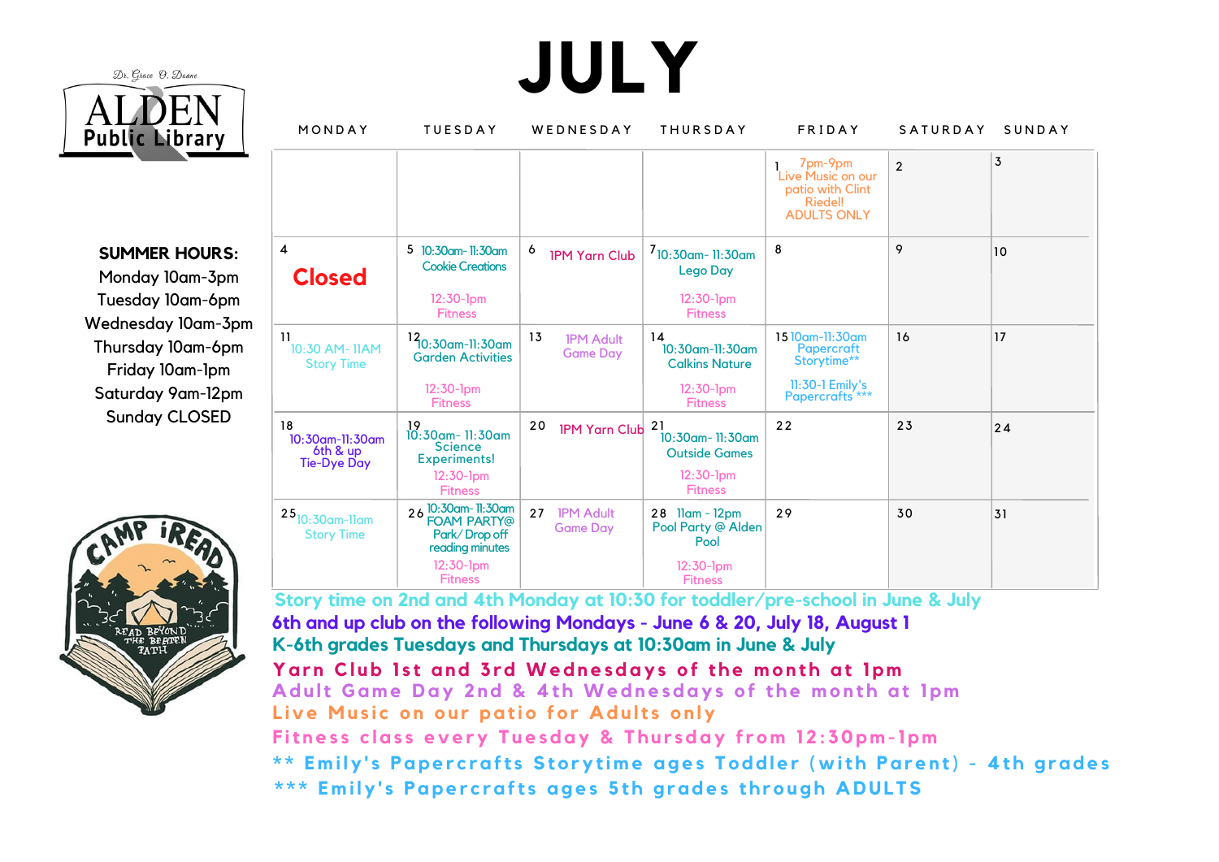# JULY

Dr. Grace O. Doane ALDEN Public Library

**SUMMER HOURS:**
Monday 10am-3pm
Tuesday 10am-6pm
Wednesday 10am-3pm
Thursday 10am-6pm
Friday 10am-1pm
Saturday 9am-12pm
Sunday CLOSED

CAMP iREAD — READ BEYOND THE BEATEN PATH

| MONDAY | TUESDAY | WEDNESDAY | THURSDAY | FRIDAY | SATURDAY | SUNDAY |
|---|---|---|---|---|---|---|
| | | | | 1 7pm-9pm Live Music on our patio with Clint Riedel! ADULTS ONLY | 2 | 3 |
| 4 **Closed** | 5 10:30am- 11:30am Cookie Creations<br>12:30-1pm Fitness | 6 1PM Yarn Club | 7 10:30am- 11:30am Lego Day<br>12:30-1pm Fitness | 8 | 9 | 10 |
| 11 10:30 AM- 11AM Story Time | 12 10:30am-11:30am Garden Activities<br>12:30-1pm Fitness | 13 1PM Adult Game Day | 14 10:30am-11:30am Calkins Nature<br>12:30-1pm Fitness | 15 10am-11:30am Papercraft Storytime**<br>11:30-1 Emily's Papercrafts *** | 16 | 17 |
| 18 10:30am-11:30am 6th & up Tie-Dye Day | 19 10:30am- 11:30am Science Experiments!<br>12:30-1pm Fitness | 20 1PM Yarn Club | 21 10:30am- 11:30am Outside Games<br>12:30-1pm Fitness | 22 | 23 | 24 |
| 25 10:30am-11am Story Time | 26 10:30am- 11:30am FOAM PARTY@ Park/ Drop off reading minutes<br>12:30-1pm Fitness | 27 1PM Adult Game Day | 28 11am - 12pm Pool Party @ Alden Pool<br>12:30-1pm Fitness | 29 | 30 | 31 |

Story time on 2nd and 4th Monday at 10:30 for toddler/pre-school in June & July

6th and up club on the following Mondays - June 6 & 20, July 18, August 1

K-6th grades Tuesdays and Thursdays at 10:30am in June & July

Yarn Club 1st and 3rd Wednesdays of the month at 1pm

Adult Game Day 2nd & 4th Wednesdays of the month at 1pm

Live Music on our patio for Adults only

Fitness class every Tuesday & Thursday from 12:30pm-1pm

** Emily's Papercrafts Storytime ages Toddler (with Parent) - 4th grades

*** Emily's Papercrafts ages 5th grades through ADULTS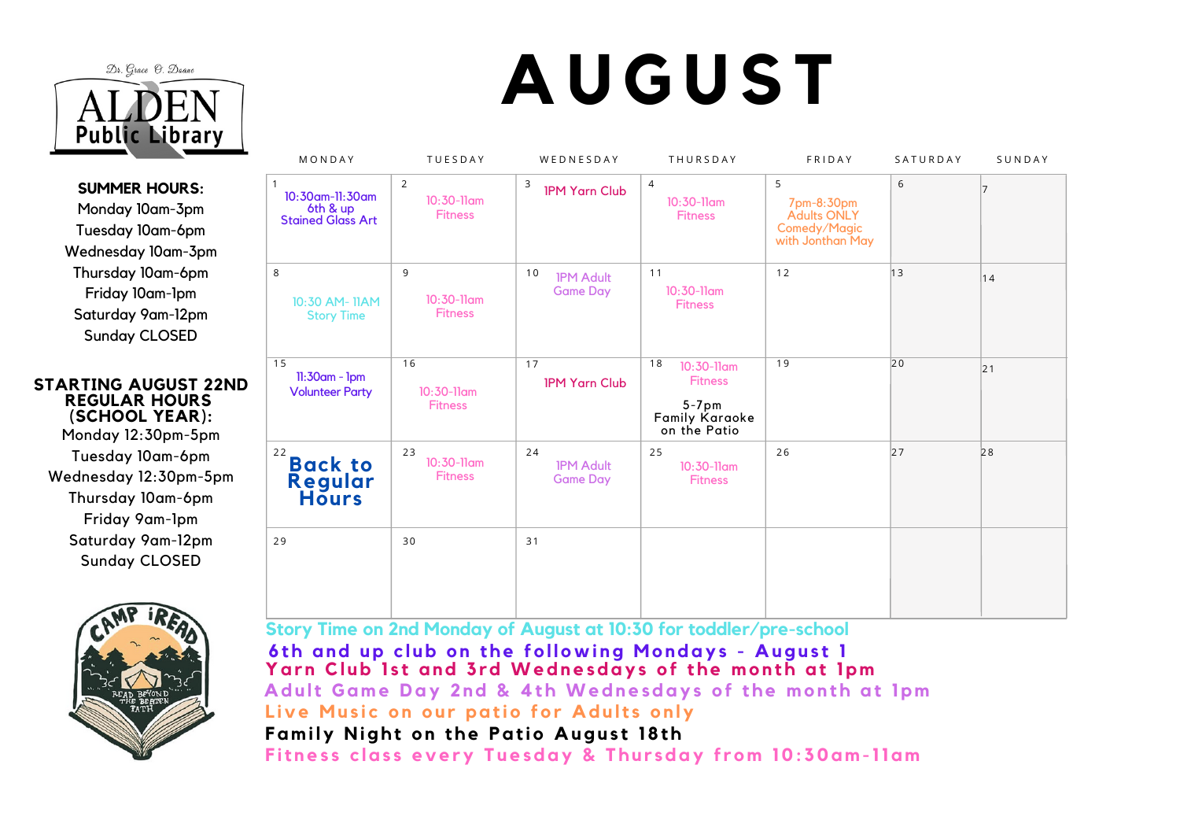Dr. Grace O. Doane
ALDEN Public Library

**SUMMER HOURS:**
Monday 10am-3pm
Tuesday 10am-6pm
Wednesday 10am-3pm
Thursday 10am-6pm
Friday 10am-1pm
Saturday 9am-12pm
Sunday CLOSED

**STARTING AUGUST 22ND REGULAR HOURS (SCHOOL YEAR):**
Monday 12:30pm-5pm
Tuesday 10am-6pm
Wednesday 12:30pm-5pm
Thursday 10am-6pm
Friday 9am-1pm
Saturday 9am-12pm
Sunday CLOSED

CAMP iREAD
READ BEYOND THE BEATEN PATH

# AUGUST

| MONDAY | TUESDAY | WEDNESDAY | THURSDAY | FRIDAY | SATURDAY | SUNDAY |
|---|---|---|---|---|---|---|
| 1 10:30am-11:30am 6th & up Stained Glass Art | 2 10:30-11am Fitness | 3 1PM Yarn Club | 4 10:30-11am Fitness | 5 7pm-8:30pm Adults ONLY Comedy/Magic with Jonthan May | 6 | 7 |
| 8 10:30 AM- 11AM Story Time | 9 10:30-11am Fitness | 10 1PM Adult Game Day | 11 10:30-11am Fitness | 12 | 13 | 14 |
| 15 11:30am - 1pm Volunteer Party | 16 10:30-11am Fitness | 17 1PM Yarn Club | 18 10:30-11am Fitness 5-7pm Family Karaoke on the Patio | 19 | 20 | 21 |
| 22 **Back to Regular Hours** | 23 10:30-11am Fitness | 24 1PM Adult Game Day | 25 10:30-11am Fitness | 26 | 27 | 28 |
| 29 | 30 | 31 | | | | |

Story Time on 2nd Monday of August at 10:30 for toddler/pre-school
6th and up club on the following Mondays - August 1
Yarn Club 1st and 3rd Wednesdays of the month at 1pm
Adult Game Day 2nd & 4th Wednesdays of the month at 1pm
Live Music on our patio for Adults only
Family Night on the Patio August 18th
Fitness class every Tuesday & Thursday from 10:30am-11am